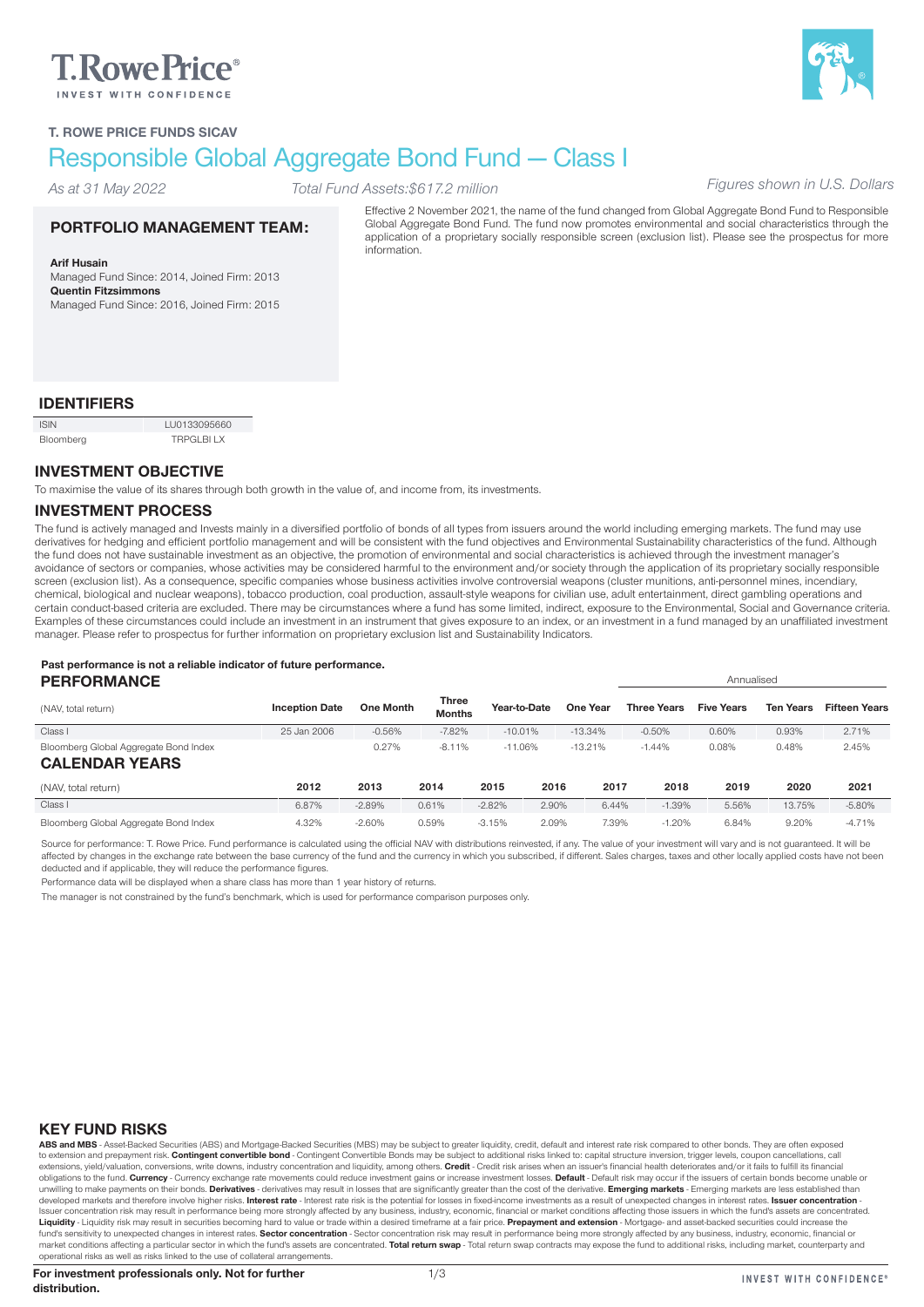T. ROWE PRICE FUNDS SICAV

# Responsible Global Aggregate Bond Fund — Class I

*As at 31 May 2022* *Total Fund Assets:$617.2 million* *Figures shown in U.S. Dollars*

## PORTFOLIO MANAGEMENT TEAM:

**Arif Husain**
Managed Fund Since: 2014, Joined Firm: 2013
**Quentin Fitzsimmons**
Managed Fund Since: 2016, Joined Firm: 2015

Effective 2 November 2021, the name of the fund changed from Global Aggregate Bond Fund to Responsible Global Aggregate Bond Fund. The fund now promotes environmental and social characteristics through the application of a proprietary socially responsible screen (exclusion list). Please see the prospectus for more information.

## IDENTIFIERS

| | |
|---|---|
| ISIN | LU0133095660 |
| Bloomberg | TRPGLBI LX |

## INVESTMENT OBJECTIVE

To maximise the value of its shares through both growth in the value of, and income from, its investments.

## INVESTMENT PROCESS

The fund is actively managed and Invests mainly in a diversified portfolio of bonds of all types from issuers around the world including emerging markets. The fund may use derivatives for hedging and efficient portfolio management and will be consistent with the fund objectives and Environmental Sustainability characteristics of the fund. Although the fund does not have sustainable investment as an objective, the promotion of environmental and social characteristics is achieved through the investment manager's avoidance of sectors or companies, whose activities may be considered harmful to the environment and/or society through the application of its proprietary socially responsible screen (exclusion list). As a consequence, specific companies whose business activities involve controversial weapons (cluster munitions, anti-personnel mines, incendiary, chemical, biological and nuclear weapons), tobacco production, coal production, assault-style weapons for civilian use, adult entertainment, direct gambling operations and certain conduct-based criteria are excluded. There may be circumstances where a fund has some limited, indirect, exposure to the Environmental, Social and Governance criteria. Examples of these circumstances could include an investment in an instrument that gives exposure to an index, or an investment in a fund managed by an unaffiliated investment manager. Please refer to prospectus for further information on proprietary exclusion list and Sustainability Indicators.

**Past performance is not a reliable indicator of future performance.**

## PERFORMANCE

| (NAV, total return) | Inception Date | One Month | Three Months | Year-to-Date | One Year | Three Years (Annualised) | Five Years (Annualised) | Ten Years (Annualised) | Fifteen Years (Annualised) |
|---|---|---|---|---|---|---|---|---|---|
| Class I | 25 Jan 2006 | -0.56% | -7.82% | -10.01% | -13.34% | -0.50% | 0.60% | 0.93% | 2.71% |
| Bloomberg Global Aggregate Bond Index | | 0.27% | -8.11% | -11.06% | -13.21% | -1.44% | 0.08% | 0.48% | 2.45% |

## CALENDAR YEARS

| (NAV, total return) | 2012 | 2013 | 2014 | 2015 | 2016 | 2017 | 2018 | 2019 | 2020 | 2021 |
|---|---|---|---|---|---|---|---|---|---|---|
| Class I | 6.87% | -2.89% | 0.61% | -2.82% | 2.90% | 6.44% | -1.39% | 5.56% | 13.75% | -5.80% |
| Bloomberg Global Aggregate Bond Index | 4.32% | -2.60% | 0.59% | -3.15% | 2.09% | 7.39% | -1.20% | 6.84% | 9.20% | -4.71% |

Source for performance: T. Rowe Price. Fund performance is calculated using the official NAV with distributions reinvested, if any. The value of your investment will vary and is not guaranteed. It will be affected by changes in the exchange rate between the base currency of the fund and the currency in which you subscribed, if different. Sales charges, taxes and other locally applied costs have not been deducted and if applicable, they will reduce the performance figures.

Performance data will be displayed when a share class has more than 1 year history of returns.

The manager is not constrained by the fund's benchmark, which is used for performance comparison purposes only.

## KEY FUND RISKS

**ABS and MBS** - Asset-Backed Securities (ABS) and Mortgage-Backed Securities (MBS) may be subject to greater liquidity, credit, default and interest rate risk compared to other bonds. They are often exposed to extension and prepayment risk. **Contingent convertible bond** - Contingent Convertible Bonds may be subject to additional risks linked to: capital structure inversion, trigger levels, coupon cancellations, call extensions, yield/valuation, conversions, write downs, industry concentration and liquidity, among others. **Credit** - Credit risk arises when an issuer's financial health deteriorates and/or it fails to fulfill its financial obligations to the fund. **Currency** - Currency exchange rate movements could reduce investment gains or increase investment losses. **Default** - Default risk may occur if the issuers of certain bonds become unable or unwilling to make payments on their bonds. **Derivatives** - derivatives may result in losses that are significantly greater than the cost of the derivative. **Emerging markets** - Emerging markets are less established than developed markets and therefore involve higher risks. **Interest rate** - Interest rate risk is the potential for losses in fixed-income investments as a result of unexpected changes in interest rates. **Issuer concentration** - Issuer concentration risk may result in performance being more strongly affected by any business, industry, economic, financial or market conditions affecting those issuers in which the fund's assets are concentrated. **Liquidity** - Liquidity risk may result in securities becoming hard to value or trade within a desired timeframe at a fair price. **Prepayment and extension** - Mortgage- and asset-backed securities could increase the fund's sensitivity to unexpected changes in interest rates. **Sector concentration** - Sector concentration risk may result in performance being more strongly affected by any business, industry, economic, financial or market conditions affecting a particular sector in which the fund's assets are concentrated. **Total return swap** - Total return swap contracts may expose the fund to additional risks, including market, counterparty and operational risks as well as risks linked to the use of collateral arrangements.

**For investment professionals only. Not for further distribution.**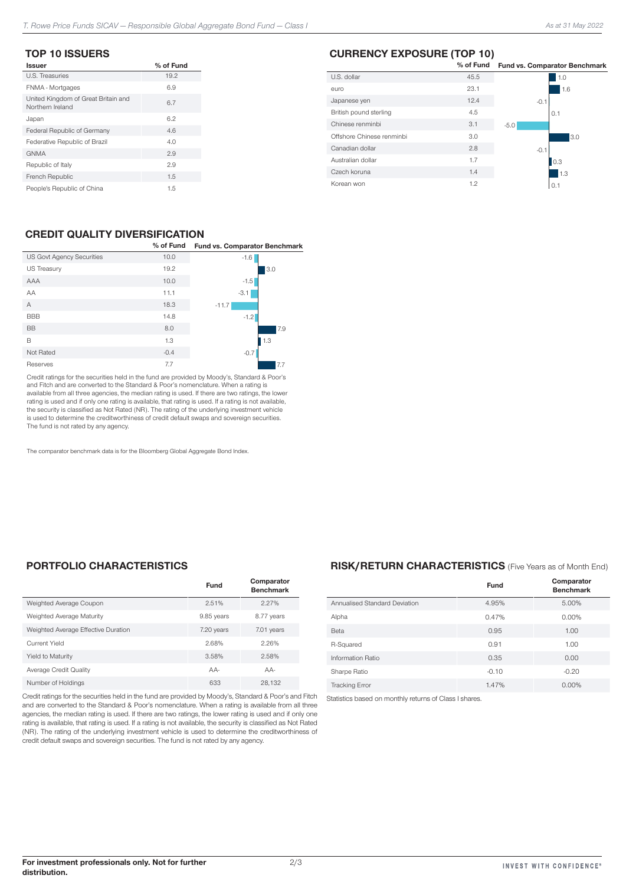## TOP 10 ISSUERS

| Issuer | % of Fund |
|---|---|
| U.S. Treasuries | 19.2 |
| FNMA - Mortgages | 6.9 |
| United Kingdom of Great Britain and Northern Ireland | 6.7 |
| Japan | 6.2 |
| Federal Republic of Germany | 4.6 |
| Federative Republic of Brazil | 4.0 |
| GNMA | 2.9 |
| Republic of Italy | 2.9 |
| French Republic | 1.5 |
| People's Republic of China | 1.5 |

## CURRENCY EXPOSURE (TOP 10)

| | % of Fund | Fund vs. Comparator Benchmark |
|---|---|---|
| U.S. dollar | 45.5 | 1.0 |
| euro | 23.1 | 1.6 |
| Japanese yen | 12.4 | -0.1 |
| British pound sterling | 4.5 | 0.1 |
| Chinese renminbi | 3.1 | -5.0 |
| Offshore Chinese renminbi | 3.0 | 3.0 |
| Canadian dollar | 2.8 | -0.1 |
| Australian dollar | 1.7 | 0.3 |
| Czech koruna | 1.4 | 1.3 |
| Korean won | 1.2 | 0.1 |

## CREDIT QUALITY DIVERSIFICATION

| | % of Fund | Fund vs. Comparator Benchmark |
|---|---|---|
| US Govt Agency Securities | 10.0 | -1.6 |
| US Treasury | 19.2 | 3.0 |
| AAA | 10.0 | -1.5 |
| AA | 11.1 | -3.1 |
| A | 18.3 | -11.7 |
| BBB | 14.8 | -1.2 |
| BB | 8.0 | 7.9 |
| B | 1.3 | 1.3 |
| Not Rated | -0.4 | -0.7 |
| Reserves | 7.7 | 7.7 |

Credit ratings for the securities held in the fund are provided by Moody's, Standard & Poor's and Fitch and are converted to the Standard & Poor's nomenclature. When a rating is available from all three agencies, the median rating is used. If there are two ratings, the lower rating is used and if only one rating is available, that rating is used. If a rating is not available, the security is classified as Not Rated (NR). The rating of the underlying investment vehicle is used to determine the creditworthiness of credit default swaps and sovereign securities. The fund is not rated by any agency.

The comparator benchmark data is for the Bloomberg Global Aggregate Bond Index.

## PORTFOLIO CHARACTERISTICS

| | Fund | Comparator Benchmark |
|---|---|---|
| Weighted Average Coupon | 2.51% | 2.27% |
| Weighted Average Maturity | 9.85 years | 8.77 years |
| Weighted Average Effective Duration | 7.20 years | 7.01 years |
| Current Yield | 2.68% | 2.26% |
| Yield to Maturity | 3.58% | 2.58% |
| Average Credit Quality | AA- | AA- |
| Number of Holdings | 633 | 28,132 |

Credit ratings for the securities held in the fund are provided by Moody's, Standard & Poor's and Fitch and are converted to the Standard & Poor's nomenclature. When a rating is available from all three agencies, the median rating is used. If there are two ratings, the lower rating is used and if only one rating is available, that rating is used. If a rating is not available, the security is classified as Not Rated (NR). The rating of the underlying investment vehicle is used to determine the creditworthiness of credit default swaps and sovereign securities. The fund is not rated by any agency.

## RISK/RETURN CHARACTERISTICS (Five Years as of Month End)

| | Fund | Comparator Benchmark |
|---|---|---|
| Annualised Standard Deviation | 4.95% | 5.00% |
| Alpha | 0.47% | 0.00% |
| Beta | 0.95 | 1.00 |
| R-Squared | 0.91 | 1.00 |
| Information Ratio | 0.35 | 0.00 |
| Sharpe Ratio | -0.10 | -0.20 |
| Tracking Error | 1.47% | 0.00% |

Statistics based on monthly returns of Class I shares.

**For investment professionals only. Not for further distribution.**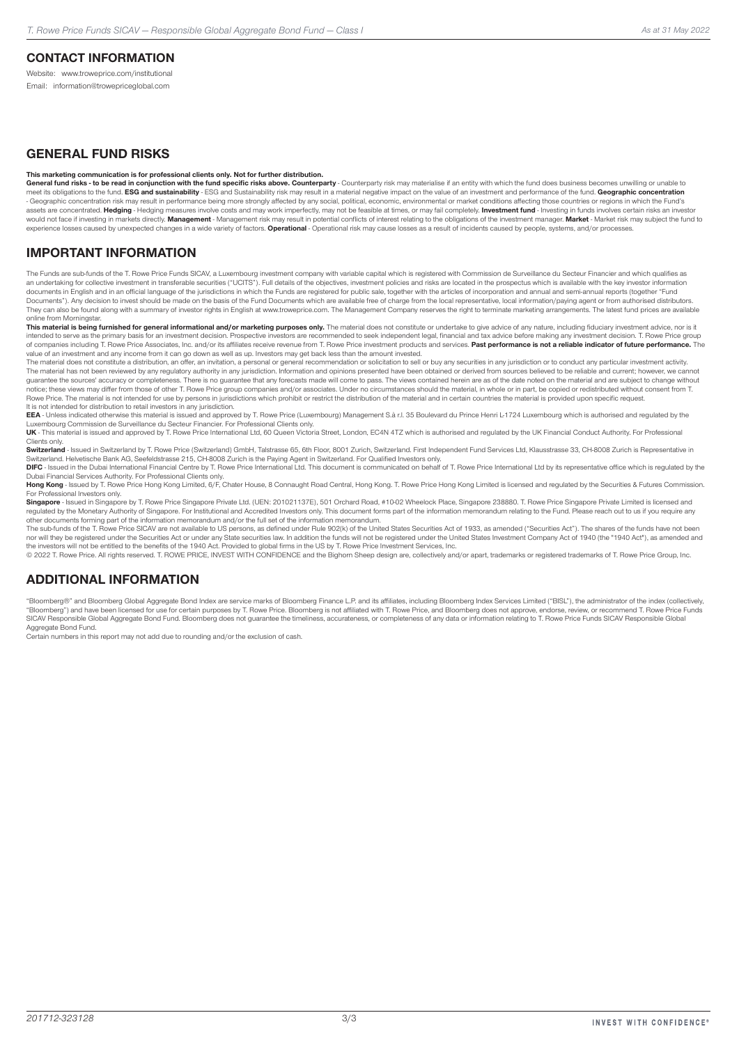## CONTACT INFORMATION

Website: www.troweprice.com/institutional

Email: information@troweprice global.com

## GENERAL FUND RISKS

**This marketing communication is for professional clients only. Not for further distribution.**

**General fund risks - to be read in conjunction with the fund specific risks above. Counterparty** - Counterparty risk may materialise if an entity with which the fund does business becomes unwilling or unable to meet its obligations to the fund. **ESG and sustainability** - ESG and Sustainability risk may result in a material negative impact on the value of an investment and performance of the fund. **Geographic concentration** - Geographic concentration risk may result in performance being more strongly affected by any social, political, economic, environmental or market conditions affecting those countries or regions in which the Fund's assets are concentrated. **Hedging** - Hedging measures involve costs and may work imperfectly, may not be feasible at times, or may fail completely. **Investment fund** - Investing in funds involves certain risks an investor would not face if investing in markets directly. **Management** - Management risk may result in potential conflicts of interest relating to the obligations of the investment manager. **Market** - Market risk may subject the fund to experience losses caused by unexpected changes in a wide variety of factors. **Operational** - Operational risk may cause losses as a result of incidents caused by people, systems, and/or processes.

## IMPORTANT INFORMATION

The Funds are sub-funds of the T. Rowe Price Funds SICAV, a Luxembourg investment company with variable capital which is registered with Commission de Surveillance du Secteur Financier and which qualifies as an undertaking for collective investment in transferable securities ("UCITS"). Full details of the objectives, investment policies and risks are located in the prospectus which is available with the key investor information documents in English and in an official language of the jurisdictions in which the Funds are registered for public sale, together with the articles of incorporation and annual and semi-annual reports (together "Fund Documents"). Any decision to invest should be made on the basis of the Fund Documents which are available free of charge from the local representative, local information/paying agent or from authorised distributors. They can also be found along with a summary of investor rights in English at www.troweprice.com. The Management Company reserves the right to terminate marketing arrangements. The latest fund prices are available online from Morningstar.

**This material is being furnished for general informational and/or marketing purposes only.** The material does not constitute or undertake to give advice of any nature, including fiduciary investment advice, nor is it intended to serve as the primary basis for an investment decision. Prospective investors are recommended to seek independent legal, financial and tax advice before making any investment decision. T. Rowe Price group of companies including T. Rowe Price Associates, Inc. and/or its affiliates receive revenue from T. Rowe Price investment products and services. **Past performance is not a reliable indicator of future performance.** The value of an investment and any income from it can go down as well as up. Investors may get back less than the amount invested.

The material does not constitute a distribution, an offer, an invitation, a personal or general recommendation or solicitation to sell or buy any securities in any jurisdiction or to conduct any particular investment activity. The material has not been reviewed by any regulatory authority in any jurisdiction. Information and opinions presented have been obtained or derived from sources believed to be reliable and current; however, we cannot guarantee the sources' accuracy or completeness. There is no guarantee that any forecasts made will come to pass. The views contained herein are as of the date noted on the material and are subject to change without notice; these views may differ from those of other T. Rowe Price group companies and/or associates. Under no circumstances should the material, in whole or in part, be copied or redistributed without consent from T. Rowe Price. The material is not intended for use by persons in jurisdictions which prohibit or restrict the distribution of the material and in certain countries the material is provided upon specific request. It is not intended for distribution to retail investors in any jurisdiction.

**EEA** - Unless indicated otherwise this material is issued and approved by T. Rowe Price (Luxembourg) Management S.à r.l. 35 Boulevard du Prince Henri L-1724 Luxembourg which is authorised and regulated by the Luxembourg Commission de Surveillance du Secteur Financier. For Professional Clients only.

**UK** - This material is issued and approved by T. Rowe Price International Ltd, 60 Queen Victoria Street, London, EC4N 4TZ which is authorised and regulated by the UK Financial Conduct Authority. For Professional Clients only.

**Switzerland** - Issued in Switzerland by T. Rowe Price (Switzerland) GmbH, Talstrasse 65, 6th Floor, 8001 Zurich, Switzerland. First Independent Fund Services Ltd, Klausstrasse 33, CH-8008 Zurich is Representative in Switzerland. Helvetische Bank AG, Seefeldstrasse 215, CH-8008 Zurich is the Paying Agent in Switzerland. For Qualified Investors only.

**DIFC** - Issued in the Dubai International Financial Centre by T. Rowe Price International Ltd. This document is communicated on behalf of T. Rowe Price International Ltd by its representative office which is regulated by the Dubai Financial Services Authority. For Professional Clients only.

**Hong Kong** - Issued by T. Rowe Price Hong Kong Limited, 6/F, Chater House, 8 Connaught Road Central, Hong Kong. T. Rowe Price Hong Kong Limited is licensed and regulated by the Securities & Futures Commission. For Professional Investors only.

**Singapore** - Issued in Singapore by T. Rowe Price Singapore Private Ltd. (UEN: 201021137E), 501 Orchard Road, #10-02 Wheelock Place, Singapore 238880. T. Rowe Price Singapore Private Limited is licensed and regulated by the Monetary Authority of Singapore. For Institutional and Accredited Investors only. This document forms part of the information memorandum relating to the Fund. Please reach out to us if you require any other documents forming part of the information memorandum and/or the full set of the information memorandum.

The sub-funds of the T. Rowe Price SICAV are not available to US persons, as defined under Rule 902(k) of the United States Securities Act of 1933, as amended ("Securities Act"). The shares of the funds have not been nor will they be registered under the Securities Act or under any State securities law. In addition the funds will not be registered under the United States Investment Company Act of 1940 (the "1940 Act"), as amended and the investors will not be entitled to the benefits of the 1940 Act. Provided to global firms in the US by T. Rowe Price Investment Services, Inc.

© 2022 T. Rowe Price. All rights reserved. T. ROWE PRICE, INVEST WITH CONFIDENCE and the Bighorn Sheep design are, collectively and/or apart, trademarks or registered trademarks of T. Rowe Price Group, Inc.

## ADDITIONAL INFORMATION

"Bloomberg®" and Bloomberg Global Aggregate Bond Index are service marks of Bloomberg Finance L.P. and its affiliates, including Bloomberg Index Services Limited ("BISL"), the administrator of the index (collectively, "Bloomberg") and have been licensed for use for certain purposes by T. Rowe Price. Bloomberg is not affiliated with T. Rowe Price, and Bloomberg does not approve, endorse, review, or recommend T. Rowe Price Funds SICAV Responsible Global Aggregate Bond Fund. Bloomberg does not guarantee the timeliness, accurateness, or completeness of any data or information relating to T. Rowe Price Funds SICAV Responsible Global Aggregate Bond Fund.

Certain numbers in this report may not add due to rounding and/or the exclusion of cash.